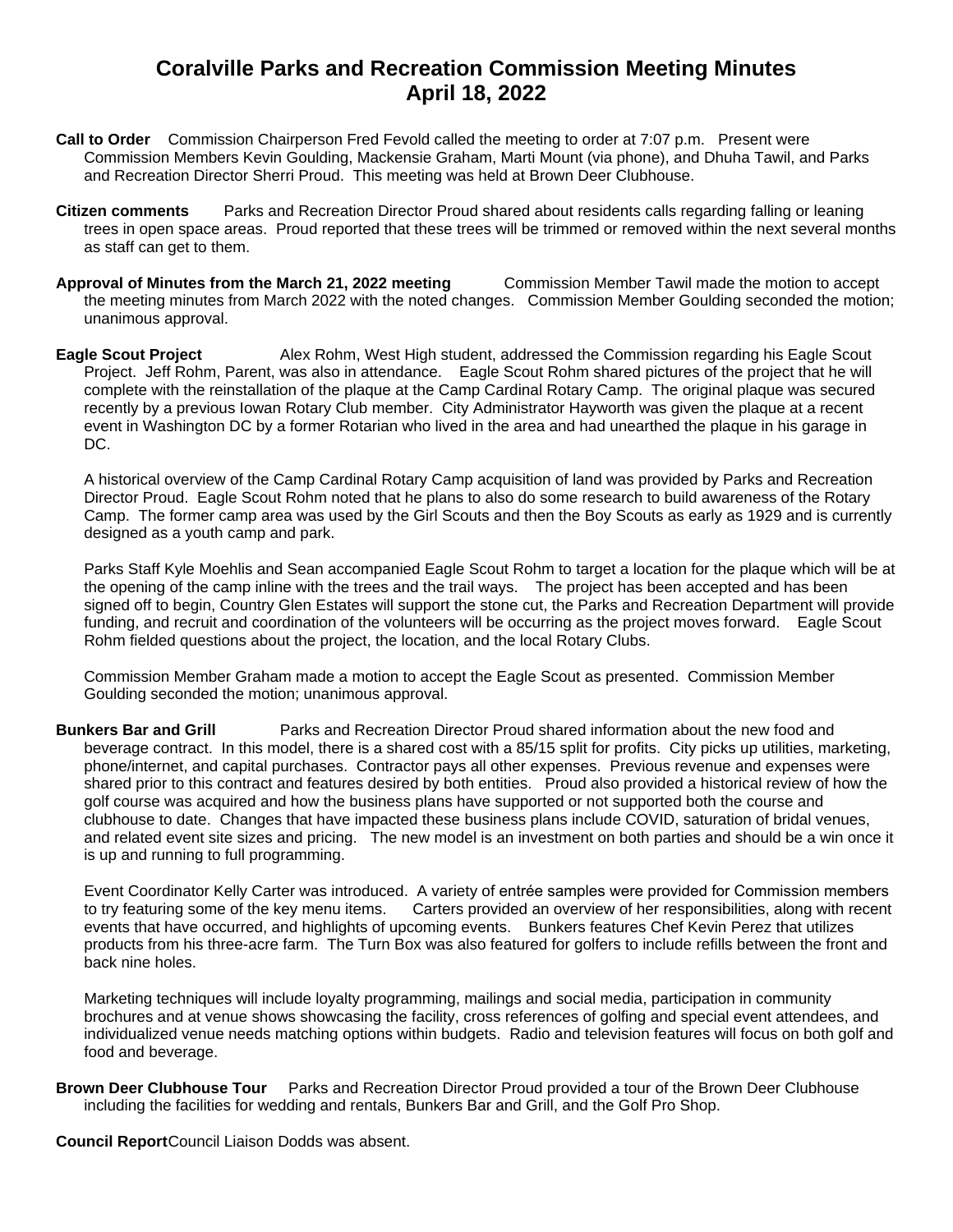# Coralville Parks and Recreation Commission Meeting Minutes
## April 18, 2022

**Call to Order** Commission Chairperson Fred Fevold called the meeting to order at 7:07 p.m. Present were Commission Members Kevin Goulding, Mackensie Graham, Marti Mount (via phone), and Dhuha Tawil, and Parks and Recreation Director Sherri Proud. This meeting was held at Brown Deer Clubhouse.

**Citizen comments** Parks and Recreation Director Proud shared about residents calls regarding falling or leaning trees in open space areas. Proud reported that these trees will be trimmed or removed within the next several months as staff can get to them.

**Approval of Minutes from the March 21, 2022 meeting** Commission Member Tawil made the motion to accept the meeting minutes from March 2022 with the noted changes. Commission Member Goulding seconded the motion; unanimous approval.

**Eagle Scout Project** Alex Rohm, West High student, addressed the Commission regarding his Eagle Scout Project. Jeff Rohm, Parent, was also in attendance. Eagle Scout Rohm shared pictures of the project that he will complete with the reinstallation of the plaque at the Camp Cardinal Rotary Camp. The original plaque was secured recently by a previous Iowan Rotary Club member. City Administrator Hayworth was given the plaque at a recent event in Washington DC by a former Rotarian who lived in the area and had unearthed the plaque in his garage in DC.

A historical overview of the Camp Cardinal Rotary Camp acquisition of land was provided by Parks and Recreation Director Proud. Eagle Scout Rohm noted that he plans to also do some research to build awareness of the Rotary Camp. The former camp area was used by the Girl Scouts and then the Boy Scouts as early as 1929 and is currently designed as a youth camp and park.

Parks Staff Kyle Moehlis and Sean accompanied Eagle Scout Rohm to target a location for the plaque which will be at the opening of the camp inline with the trees and the trail ways. The project has been accepted and has been signed off to begin, Country Glen Estates will support the stone cut, the Parks and Recreation Department will provide funding, and recruit and coordination of the volunteers will be occurring as the project moves forward. Eagle Scout Rohm fielded questions about the project, the location, and the local Rotary Clubs.

Commission Member Graham made a motion to accept the Eagle Scout as presented. Commission Member Goulding seconded the motion; unanimous approval.

**Bunkers Bar and Grill** Parks and Recreation Director Proud shared information about the new food and beverage contract. In this model, there is a shared cost with a 85/15 split for profits. City picks up utilities, marketing, phone/internet, and capital purchases. Contractor pays all other expenses. Previous revenue and expenses were shared prior to this contract and features desired by both entities. Proud also provided a historical review of how the golf course was acquired and how the business plans have supported or not supported both the course and clubhouse to date. Changes that have impacted these business plans include COVID, saturation of bridal venues, and related event site sizes and pricing. The new model is an investment on both parties and should be a win once it is up and running to full programming.

Event Coordinator Kelly Carter was introduced. A variety of entrée samples were provided for Commission members to try featuring some of the key menu items. Carters provided an overview of her responsibilities, along with recent events that have occurred, and highlights of upcoming events. Bunkers features Chef Kevin Perez that utilizes products from his three-acre farm. The Turn Box was also featured for golfers to include refills between the front and back nine holes.

Marketing techniques will include loyalty programming, mailings and social media, participation in community brochures and at venue shows showcasing the facility, cross references of golfing and special event attendees, and individualized venue needs matching options within budgets. Radio and television features will focus on both golf and food and beverage.

**Brown Deer Clubhouse Tour** Parks and Recreation Director Proud provided a tour of the Brown Deer Clubhouse including the facilities for wedding and rentals, Bunkers Bar and Grill, and the Golf Pro Shop.

**Council Report** Council Liaison Dodds was absent.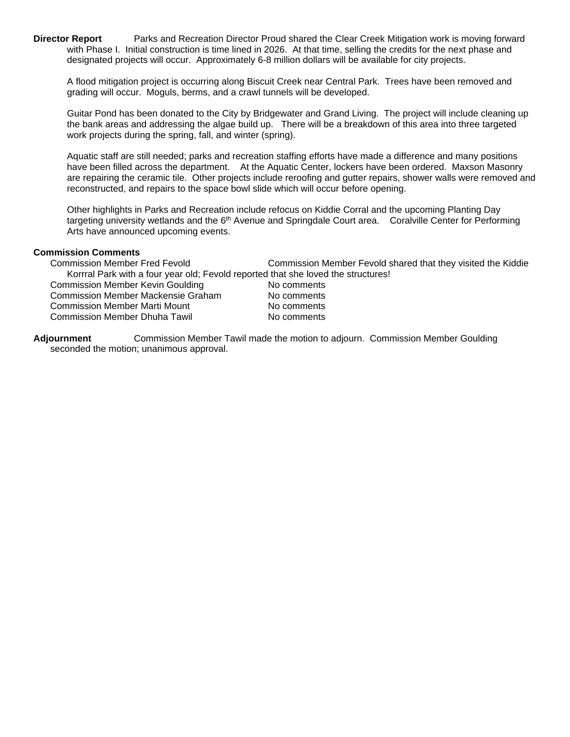**Director Report** Parks and Recreation Director Proud shared the Clear Creek Mitigation work is moving forward with Phase I. Initial construction is time lined in 2026. At that time, selling the credits for the next phase and designated projects will occur. Approximately 6-8 million dollars will be available for city projects.

A flood mitigation project is occurring along Biscuit Creek near Central Park. Trees have been removed and grading will occur. Moguls, berms, and a crawl tunnels will be developed.

Guitar Pond has been donated to the City by Bridgewater and Grand Living. The project will include cleaning up the bank areas and addressing the algae build up. There will be a breakdown of this area into three targeted work projects during the spring, fall, and winter (spring).

Aquatic staff are still needed; parks and recreation staffing efforts have made a difference and many positions have been filled across the department. At the Aquatic Center, lockers have been ordered. Maxson Masonry are repairing the ceramic tile. Other projects include reroofing and gutter repairs, shower walls were removed and reconstructed, and repairs to the space bowl slide which will occur before opening.

Other highlights in Parks and Recreation include refocus on Kiddie Corral and the upcoming Planting Day targeting university wetlands and the 6th Avenue and Springdale Court area. Coralville Center for Performing Arts have announced upcoming events.

**Commission Comments**

Commission Member Fred Fevold — Commission Member Fevold shared that they visited the Kiddie Korrral Park with a four year old; Fevold reported that she loved the structures!

Commission Member Kevin Goulding — No comments

Commission Member Mackensie Graham — No comments

Commission Member Marti Mount — No comments

Commission Member Dhuha Tawil — No comments

**Adjournment** Commission Member Tawil made the motion to adjourn. Commission Member Goulding seconded the motion; unanimous approval.